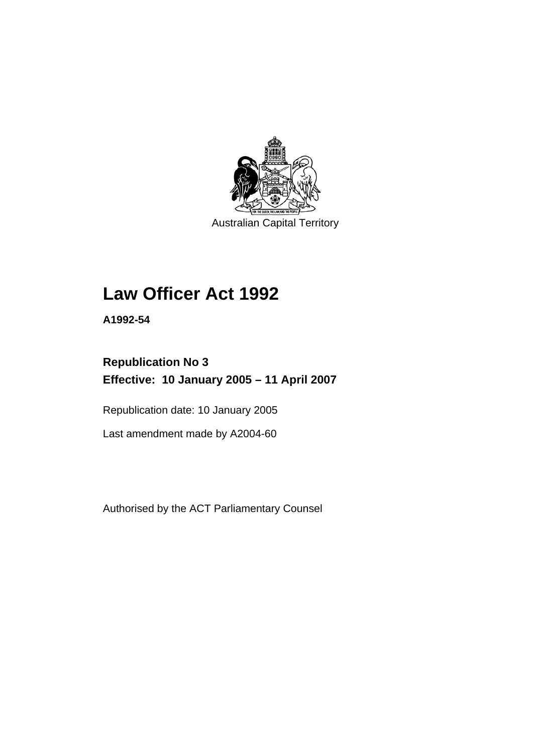Australian Capital Territory

# Law Officer Act 1992

**A1992-54**

**Republication No 3**
**Effective: 10 January 2005 – 11 April 2007**

Republication date: 10 January 2005

Last amendment made by A2004-60

Authorised by the ACT Parliamentary Counsel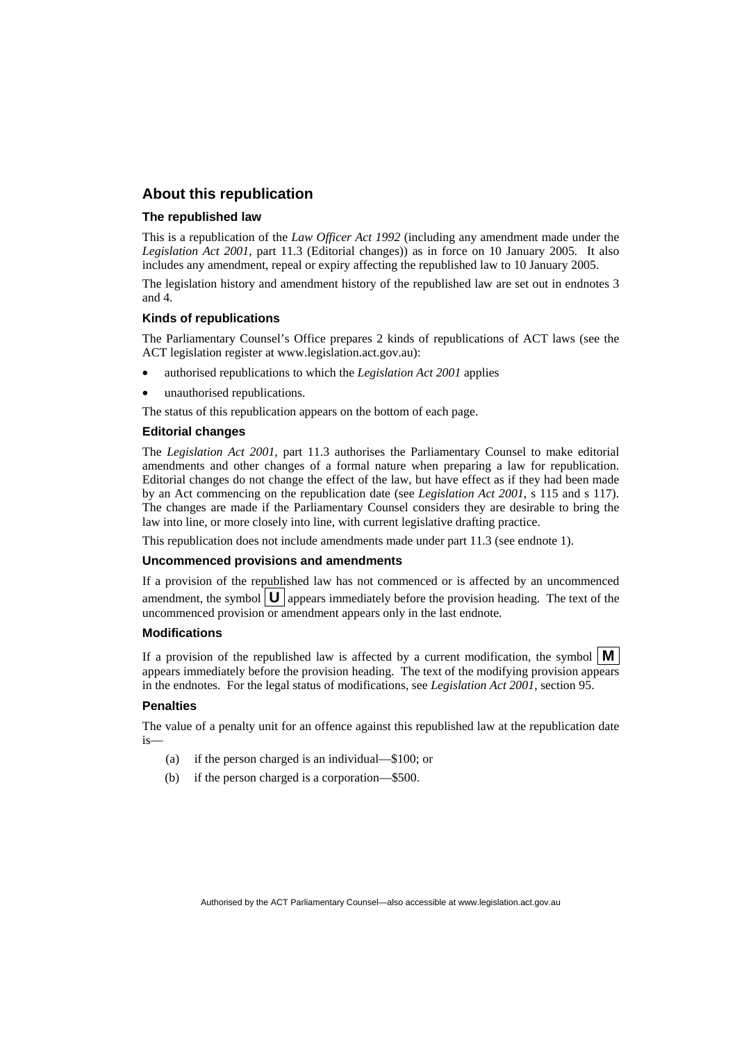## About this republication

### The republished law

This is a republication of the *Law Officer Act 1992* (including any amendment made under the *Legislation Act 2001*, part 11.3 (Editorial changes)) as in force on 10 January 2005. It also includes any amendment, repeal or expiry affecting the republished law to 10 January 2005.

The legislation history and amendment history of the republished law are set out in endnotes 3 and 4.

### Kinds of republications

The Parliamentary Counsel's Office prepares 2 kinds of republications of ACT laws (see the ACT legislation register at www.legislation.act.gov.au):

- authorised republications to which the *Legislation Act 2001* applies
- unauthorised republications.

The status of this republication appears on the bottom of each page.

### Editorial changes

The *Legislation Act 2001*, part 11.3 authorises the Parliamentary Counsel to make editorial amendments and other changes of a formal nature when preparing a law for republication. Editorial changes do not change the effect of the law, but have effect as if they had been made by an Act commencing on the republication date (see *Legislation Act 2001*, s 115 and s 117). The changes are made if the Parliamentary Counsel considers they are desirable to bring the law into line, or more closely into line, with current legislative drafting practice.

This republication does not include amendments made under part 11.3 (see endnote 1).

### Uncommenced provisions and amendments

If a provision of the republished law has not commenced or is affected by an uncommenced amendment, the symbol **U** appears immediately before the provision heading. The text of the uncommenced provision or amendment appears only in the last endnote.

### Modifications

If a provision of the republished law is affected by a current modification, the symbol **M** appears immediately before the provision heading. The text of the modifying provision appears in the endnotes. For the legal status of modifications, see *Legislation Act 2001*, section 95.

### Penalties

The value of a penalty unit for an offence against this republished law at the republication date is—

(a) if the person charged is an individual—$100; or

(b) if the person charged is a corporation—$500.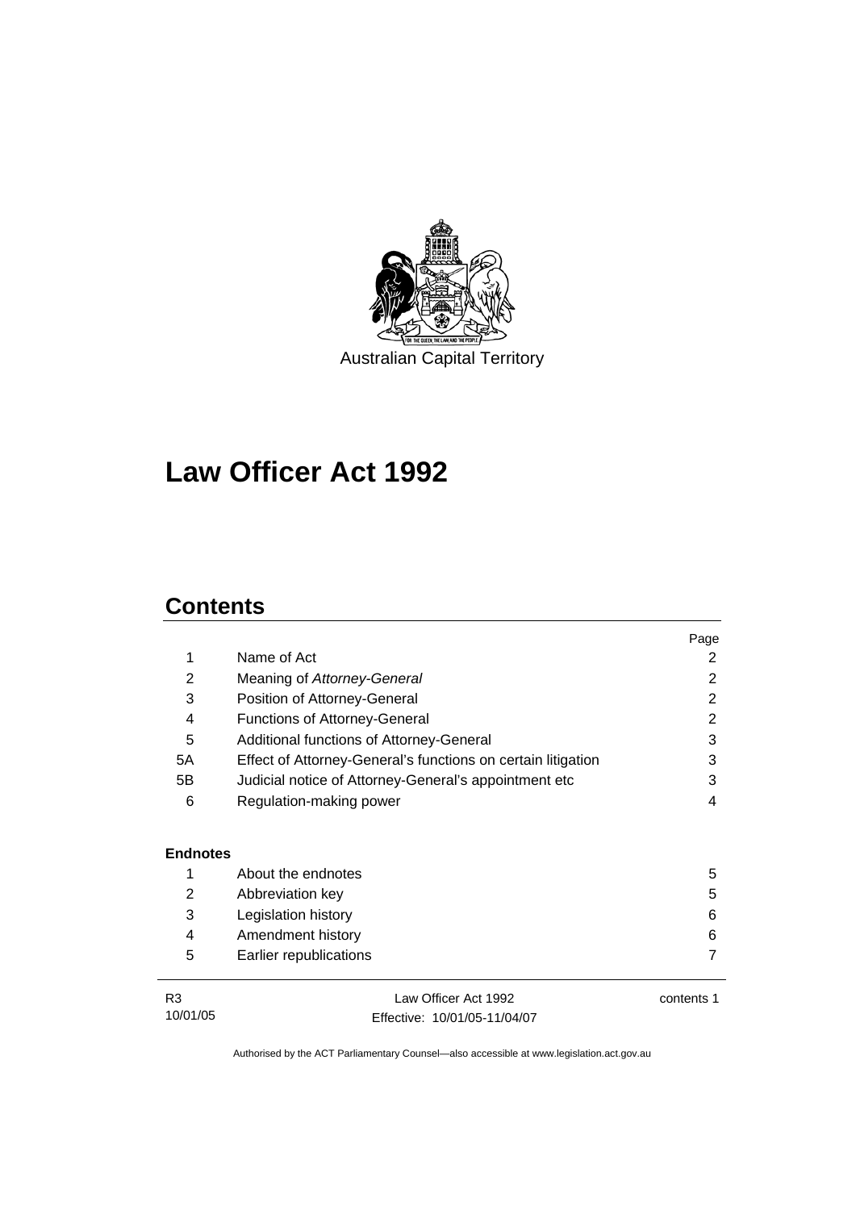Australian Capital Territory

# Law Officer Act 1992

## Contents

| | | Page |
|---|---|---|
| 1 | Name of Act | 2 |
| 2 | Meaning of *Attorney-General* | 2 |
| 3 | Position of Attorney-General | 2 |
| 4 | Functions of Attorney-General | 2 |
| 5 | Additional functions of Attorney-General | 3 |
| 5A | Effect of Attorney-General's functions on certain litigation | 3 |
| 5B | Judicial notice of Attorney-General's appointment etc | 3 |
| 6 | Regulation-making power | 4 |

**Endnotes**

| | | |
|---|---|---|
| 1 | About the endnotes | 5 |
| 2 | Abbreviation key | 5 |
| 3 | Legislation history | 6 |
| 4 | Amendment history | 6 |
| 5 | Earlier republications | 7 |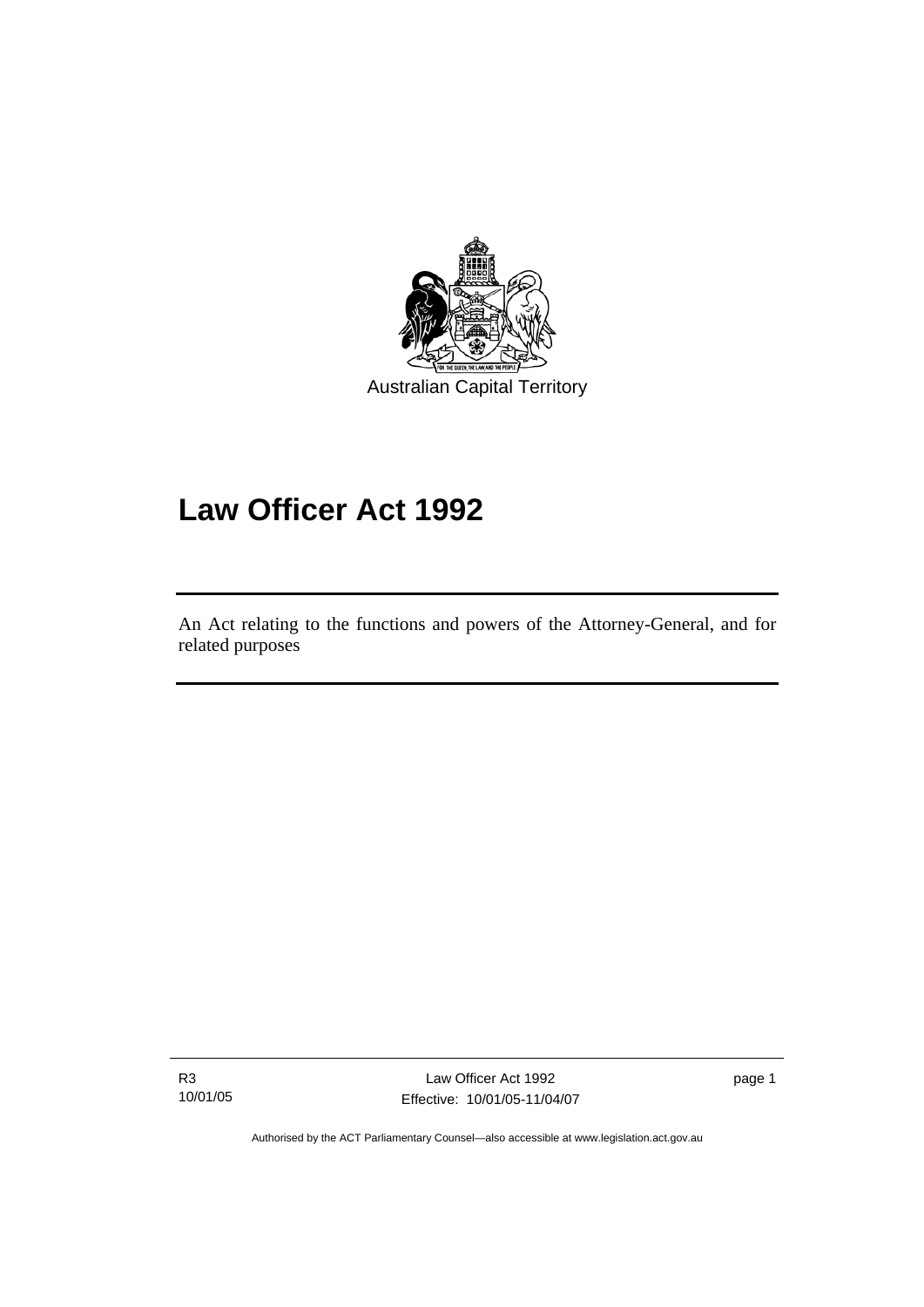Australian Capital Territory

# Law Officer Act 1992

An Act relating to the functions and powers of the Attorney-General, and for related purposes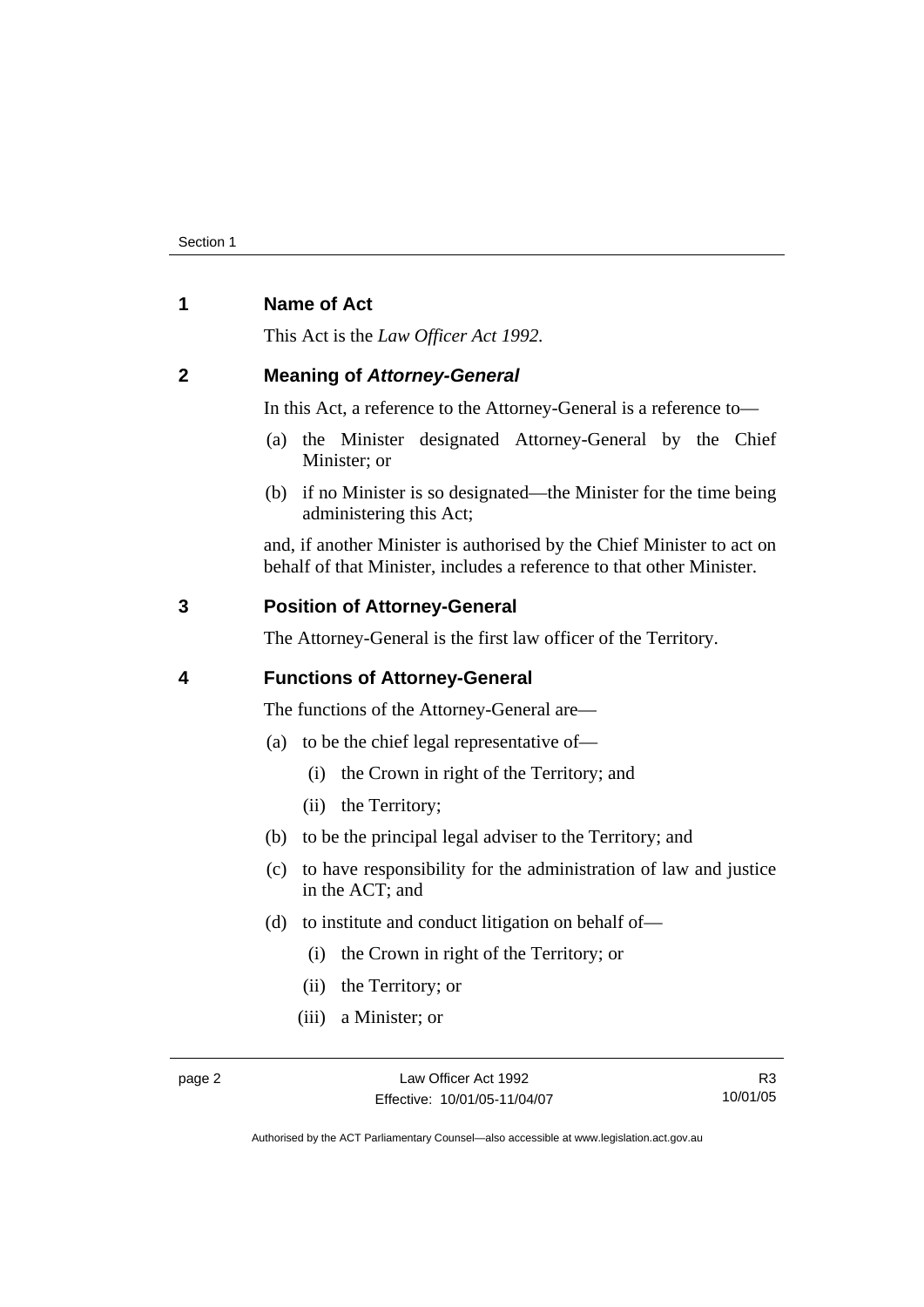## 1 Name of Act

This Act is the *Law Officer Act 1992.*

## 2 Meaning of ***Attorney-General***

In this Act, a reference to the Attorney-General is a reference to—

(a) the Minister designated Attorney-General by the Chief Minister; or

(b) if no Minister is so designated—the Minister for the time being administering this Act;

and, if another Minister is authorised by the Chief Minister to act on behalf of that Minister, includes a reference to that other Minister.

## 3 Position of Attorney-General

The Attorney-General is the first law officer of the Territory.

## 4 Functions of Attorney-General

The functions of the Attorney-General are—

(a) to be the chief legal representative of—

  (i) the Crown in right of the Territory; and

  (ii) the Territory;

(b) to be the principal legal adviser to the Territory; and

(c) to have responsibility for the administration of law and justice in the ACT; and

(d) to institute and conduct litigation on behalf of—

  (i) the Crown in right of the Territory; or

  (ii) the Territory; or

  (iii) a Minister; or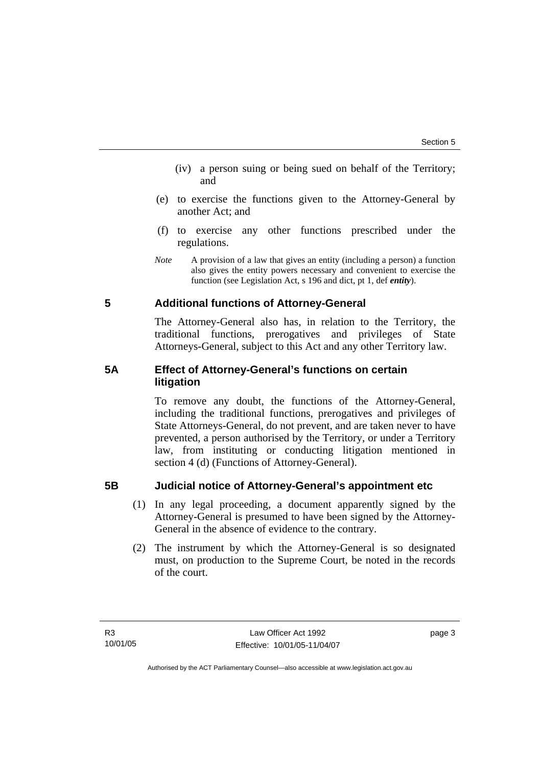(iv) a person suing or being sued on behalf of the Territory; and

(e) to exercise the functions given to the Attorney-General by another Act; and

(f) to exercise any other functions prescribed under the regulations.

*Note* A provision of a law that gives an entity (including a person) a function also gives the entity powers necessary and convenient to exercise the function (see Legislation Act, s 196 and dict, pt 1, def ***entity***).

## 5 Additional functions of Attorney-General

The Attorney-General also has, in relation to the Territory, the traditional functions, prerogatives and privileges of State Attorneys-General, subject to this Act and any other Territory law.

## 5A Effect of Attorney-General's functions on certain litigation

To remove any doubt, the functions of the Attorney-General, including the traditional functions, prerogatives and privileges of State Attorneys-General, do not prevent, and are taken never to have prevented, a person authorised by the Territory, or under a Territory law, from instituting or conducting litigation mentioned in section 4 (d) (Functions of Attorney-General).

## 5B Judicial notice of Attorney-General's appointment etc

(1) In any legal proceeding, a document apparently signed by the Attorney-General is presumed to have been signed by the Attorney-General in the absence of evidence to the contrary.

(2) The instrument by which the Attorney-General is so designated must, on production to the Supreme Court, be noted in the records of the court.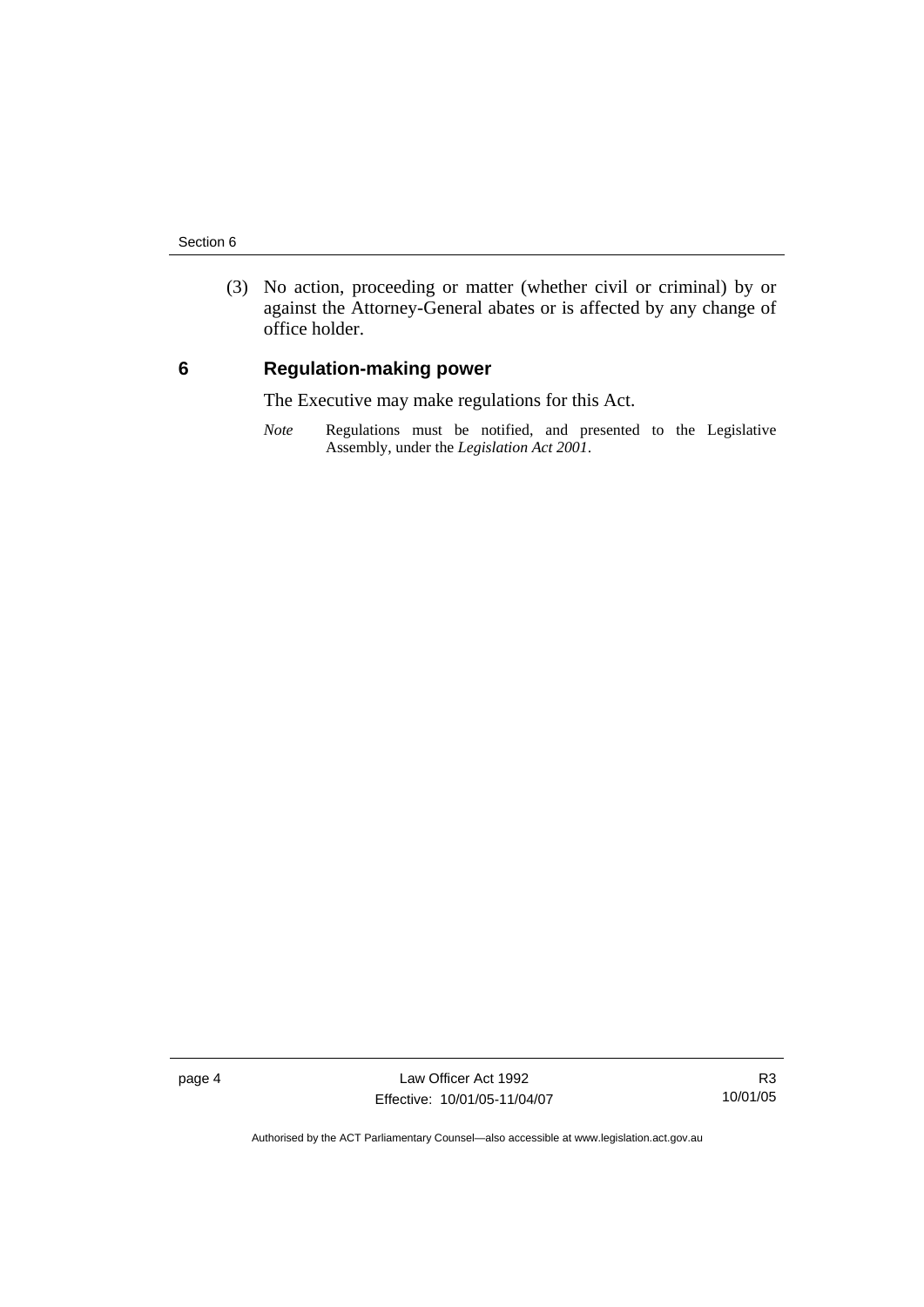(3) No action, proceeding or matter (whether civil or criminal) by or against the Attorney-General abates or is affected by any change of office holder.

## 6 Regulation-making power

The Executive may make regulations for this Act.

*Note* Regulations must be notified, and presented to the Legislative Assembly, under the *Legislation Act 2001*.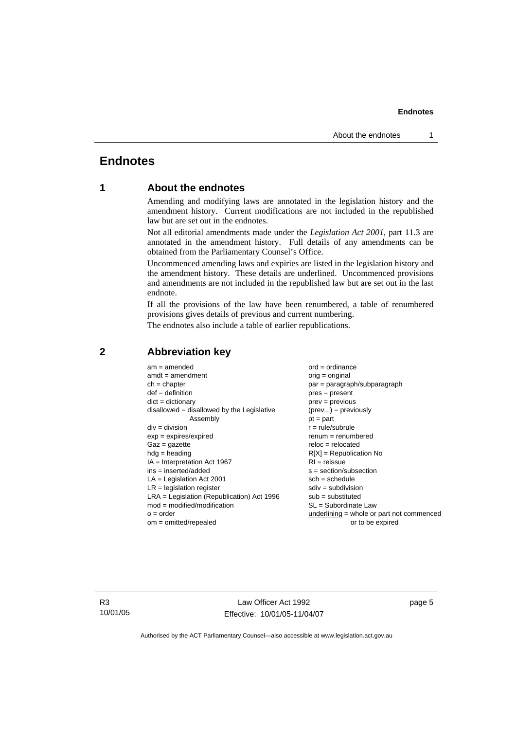# Endnotes

## 1 About the endnotes

Amending and modifying laws are annotated in the legislation history and the amendment history. Current modifications are not included in the republished law but are set out in the endnotes.

Not all editorial amendments made under the *Legislation Act 2001*, part 11.3 are annotated in the amendment history. Full details of any amendments can be obtained from the Parliamentary Counsel's Office.

Uncommenced amending laws and expiries are listed in the legislation history and the amendment history. These details are underlined. Uncommenced provisions and amendments are not included in the republished law but are set out in the last endnote.

If all the provisions of the law have been renumbered, a table of renumbered provisions gives details of previous and current numbering.

The endnotes also include a table of earlier republications.

## 2 Abbreviation key

am = amended
amdt = amendment
ch = chapter
def = definition
dict = dictionary
disallowed = disallowed by the Legislative Assembly
div = division
exp = expires/expired
Gaz = gazette
hdg = heading
IA = Interpretation Act 1967
ins = inserted/added
LA = Legislation Act 2001
LR = legislation register
LRA = Legislation (Republication) Act 1996
mod = modified/modification
o = order
om = omitted/repealed
ord = ordinance
orig = original
par = paragraph/subparagraph
pres = present
prev = previous
(prev...) = previously
pt = part
r = rule/subrule
renum = renumbered
reloc = relocated
R[X] = Republication No
RI = reissue
s = section/subsection
sch = schedule
sdiv = subdivision
sub = substituted
SL = Subordinate Law
<u>underlining</u> = whole or part not commenced or to be expired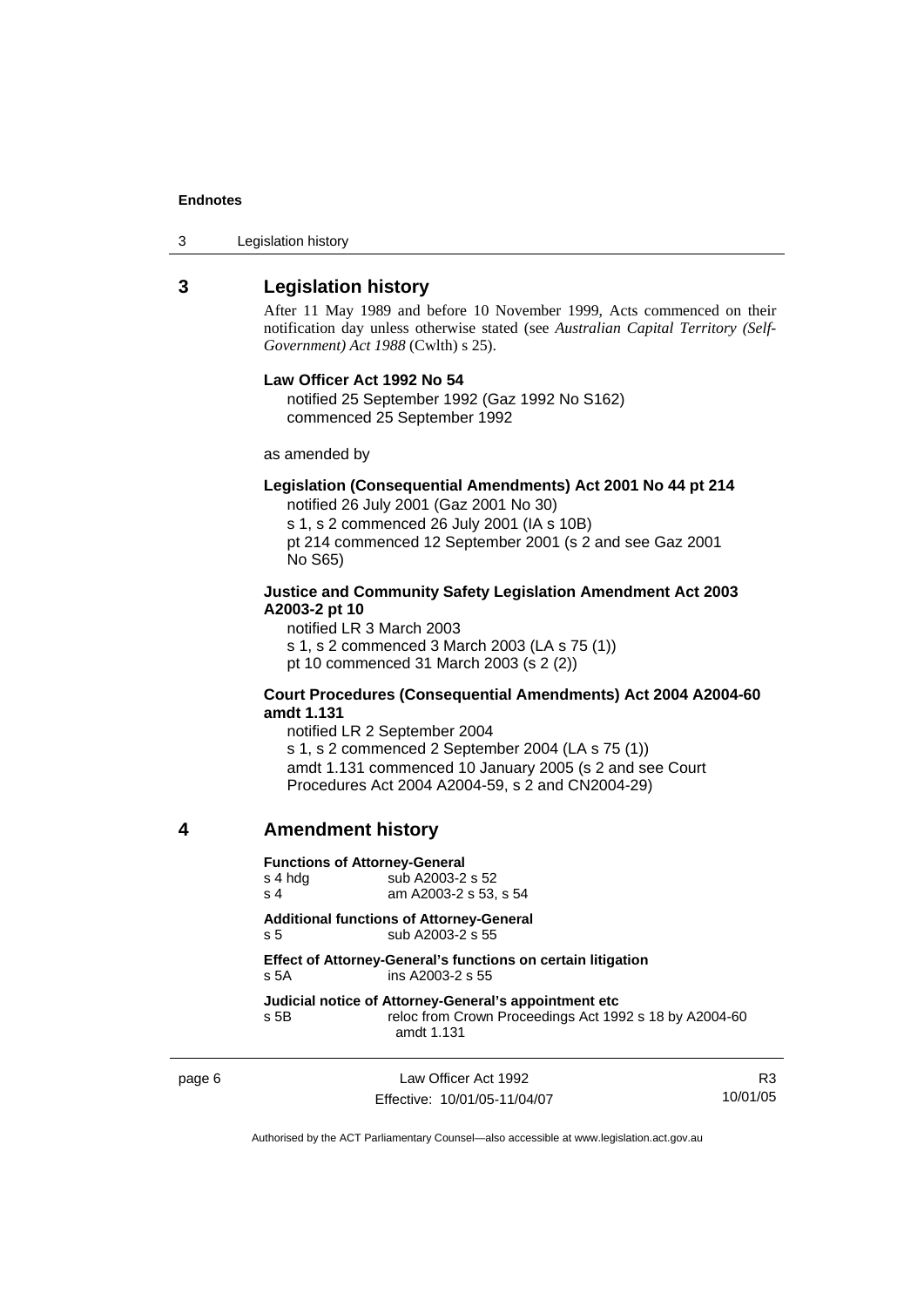## 3 Legislation history

After 11 May 1989 and before 10 November 1999, Acts commenced on their notification day unless otherwise stated (see *Australian Capital Territory (Self-Government) Act 1988* (Cwlth) s 25).

**Law Officer Act 1992 No 54**
notified 25 September 1992 (Gaz 1992 No S162)
commenced 25 September 1992

as amended by

**Legislation (Consequential Amendments) Act 2001 No 44 pt 214**
notified 26 July 2001 (Gaz 2001 No 30)
s 1, s 2 commenced 26 July 2001 (IA s 10B)
pt 214 commenced 12 September 2001 (s 2 and see Gaz 2001 No S65)

**Justice and Community Safety Legislation Amendment Act 2003 A2003-2 pt 10**
notified LR 3 March 2003
s 1, s 2 commenced 3 March 2003 (LA s 75 (1))
pt 10 commenced 31 March 2003 (s 2 (2))

**Court Procedures (Consequential Amendments) Act 2004 A2004-60 amdt 1.131**
notified LR 2 September 2004
s 1, s 2 commenced 2 September 2004 (LA s 75 (1))
amdt 1.131 commenced 10 January 2005 (s 2 and see Court Procedures Act 2004 A2004-59, s 2 and CN2004-29)

## 4 Amendment history

**Functions of Attorney-General**
s 4 hdg — sub A2003-2 s 52
s 4 — am A2003-2 s 53, s 54

**Additional functions of Attorney-General**
s 5 — sub A2003-2 s 55

**Effect of Attorney-General's functions on certain litigation**
s 5A — ins A2003-2 s 55

**Judicial notice of Attorney-General's appointment etc**
s 5B — reloc from Crown Proceedings Act 1992 s 18 by A2004-60 amdt 1.131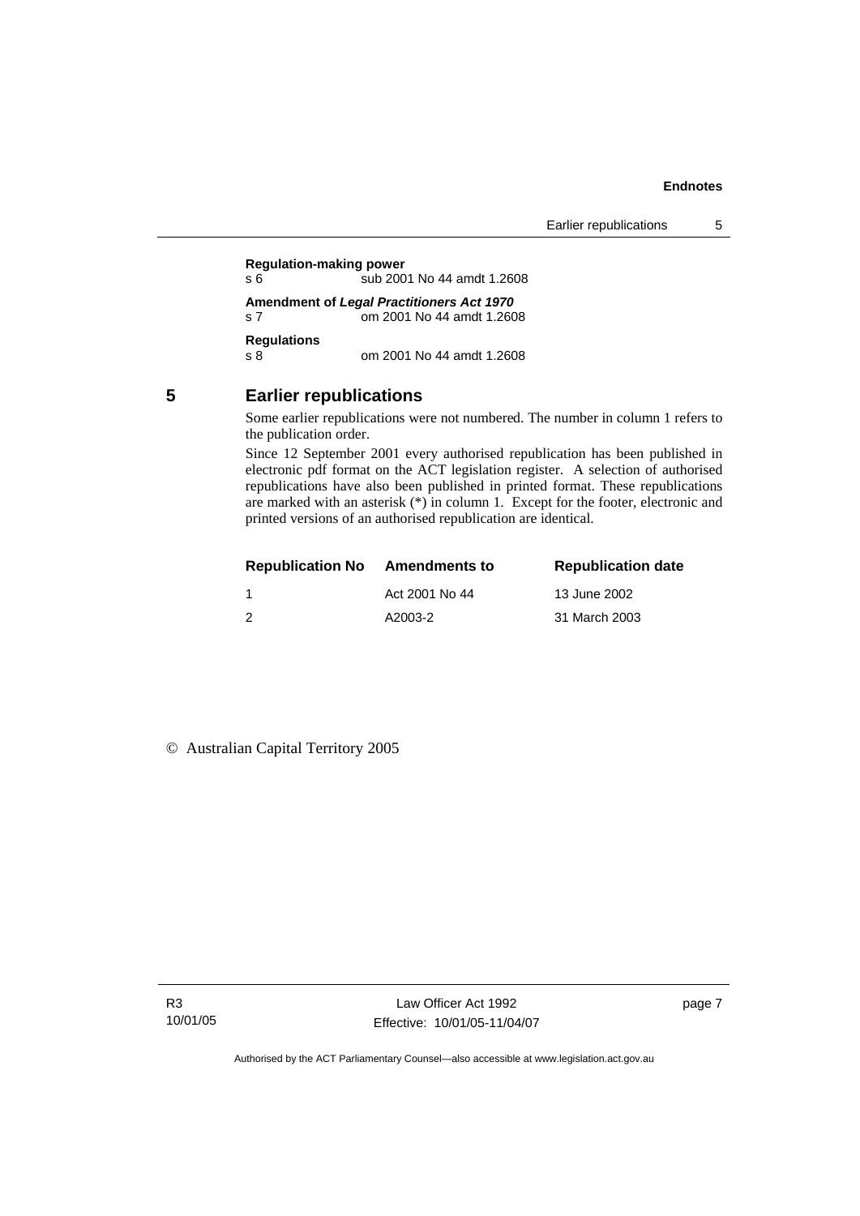**Regulation-making power**
s 6 sub 2001 No 44 amdt 1.2608

**Amendment of *Legal Practitioners Act 1970***
s 7 om 2001 No 44 amdt 1.2608

**Regulations**
s 8 om 2001 No 44 amdt 1.2608

## 5 Earlier republications

Some earlier republications were not numbered. The number in column 1 refers to the publication order.

Since 12 September 2001 every authorised republication has been published in electronic pdf format on the ACT legislation register. A selection of authorised republications have also been published in printed format. These republications are marked with an asterisk (*) in column 1. Except for the footer, electronic and printed versions of an authorised republication are identical.

| Republication No | Amendments to | Republication date |
|---|---|---|
| 1 | Act 2001 No 44 | 13 June 2002 |
| 2 | A2003-2 | 31 March 2003 |

© Australian Capital Territory 2005